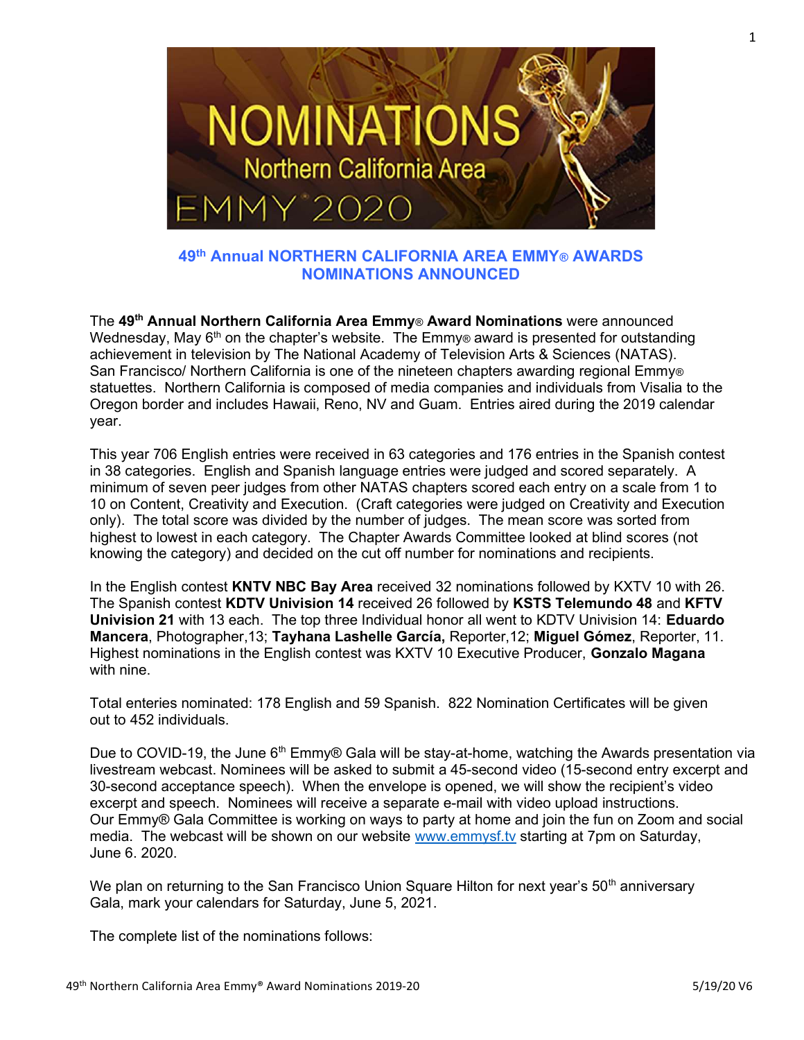## 49th Annual NORTHERN CALIFORNIA AREA EMMY® AWARDS NOMINATIONS ANNOUNCED

The **49th Annual Northern California Area Emmy® Award Nominations** were announced Wednesday, May 6th on the chapter's website. The Emmy® award is presented for outstanding achievement in television by The National Academy of Television Arts & Sciences (NATAS). San Francisco/ Northern California is one of the nineteen chapters awarding regional Emmy® statuettes. Northern California is composed of media companies and individuals from Visalia to the Oregon border and includes Hawaii, Reno, NV and Guam. Entries aired during the 2019 calendar year.

This year 706 English entries were received in 63 categories and 176 entries in the Spanish contest in 38 categories. English and Spanish language entries were judged and scored separately. A minimum of seven peer judges from other NATAS chapters scored each entry on a scale from 1 to 10 on Content, Creativity and Execution. (Craft categories were judged on Creativity and Execution only). The total score was divided by the number of judges. The mean score was sorted from highest to lowest in each category. The Chapter Awards Committee looked at blind scores (not knowing the category) and decided on the cut off number for nominations and recipients.

In the English contest **KNTV NBC Bay Area** received 32 nominations followed by KXTV 10 with 26. The Spanish contest **KDTV Univision 14** received 26 followed by **KSTS Telemundo 48** and **KFTV Univision 21** with 13 each. The top three Individual honor all went to KDTV Univision 14: **Eduardo Mancera**, Photographer,13; **Tayhana Lashelle García,** Reporter,12; **Miguel Gómez**, Reporter, 11. Highest nominations in the English contest was KXTV 10 Executive Producer, **Gonzalo Magana** with nine.

Total enteries nominated: 178 English and 59 Spanish. 822 Nomination Certificates will be given out to 452 individuals.

Due to COVID-19, the June 6th Emmy® Gala will be stay-at-home, watching the Awards presentation via livestream webcast. Nominees will be asked to submit a 45-second video (15-second entry excerpt and 30-second acceptance speech). When the envelope is opened, we will show the recipient's video excerpt and speech. Nominees will receive a separate e-mail with video upload instructions. Our Emmy® Gala Committee is working on ways to party at home and join the fun on Zoom and social media. The webcast will be shown on our website www.emmysf.tv starting at 7pm on Saturday, June 6. 2020.

We plan on returning to the San Francisco Union Square Hilton for next year's 50th anniversary Gala, mark your calendars for Saturday, June 5, 2021.

The complete list of the nominations follows: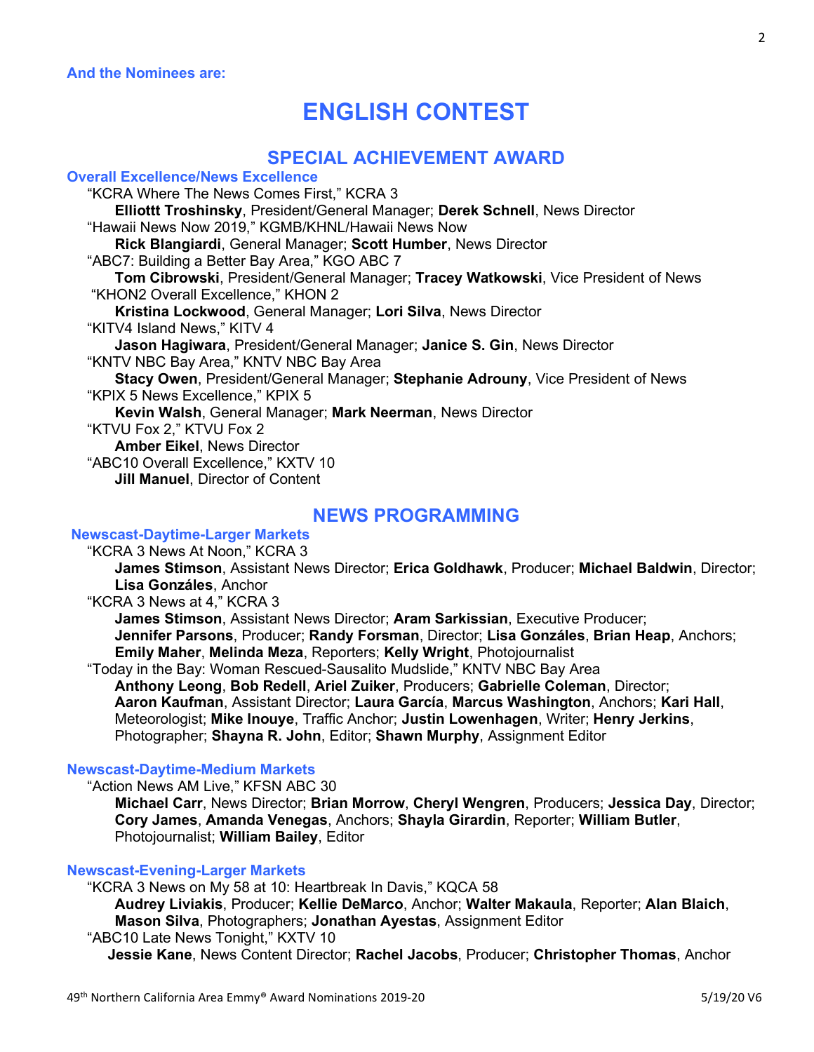**And the Nominees are:**

# ENGLISH CONTEST

## SPECIAL ACHIEVEMENT AWARD

### Overall Excellence/News Excellence

"KCRA Where The News Comes First," KCRA 3
**Elliottt Troshinsky**, President/General Manager; **Derek Schnell**, News Director

"Hawaii News Now 2019," KGMB/KHNL/Hawaii News Now
**Rick Blangiardi**, General Manager; **Scott Humber**, News Director

"ABC7: Building a Better Bay Area," KGO ABC 7
**Tom Cibrowski**, President/General Manager; **Tracey Watkowski**, Vice President of News

"KHON2 Overall Excellence," KHON 2
**Kristina Lockwood**, General Manager; **Lori Silva**, News Director

"KITV4 Island News," KITV 4
**Jason Hagiwara**, President/General Manager; **Janice S. Gin**, News Director

"KNTV NBC Bay Area," KNTV NBC Bay Area
**Stacy Owen**, President/General Manager; **Stephanie Adrouny**, Vice President of News

"KPIX 5 News Excellence," KPIX 5
**Kevin Walsh**, General Manager; **Mark Neerman**, News Director

"KTVU Fox 2," KTVU Fox 2
**Amber Eikel**, News Director

"ABC10 Overall Excellence," KXTV 10
**Jill Manuel**, Director of Content

## NEWS PROGRAMMING

### Newscast-Daytime-Larger Markets

"KCRA 3 News At Noon," KCRA 3
**James Stimson**, Assistant News Director; **Erica Goldhawk**, Producer; **Michael Baldwin**, Director; **Lisa Gonzáles**, Anchor

"KCRA 3 News at 4," KCRA 3
**James Stimson**, Assistant News Director; **Aram Sarkissian**, Executive Producer; **Jennifer Parsons**, Producer; **Randy Forsman**, Director; **Lisa Gonzáles**, **Brian Heap**, Anchors; **Emily Maher**, **Melinda Meza**, Reporters; **Kelly Wright**, Photojournalist

"Today in the Bay: Woman Rescued-Sausalito Mudslide," KNTV NBC Bay Area
**Anthony Leong**, **Bob Redell**, **Ariel Zuiker**, Producers; **Gabrielle Coleman**, Director; **Aaron Kaufman**, Assistant Director; **Laura García**, **Marcus Washington**, Anchors; **Kari Hall**, Meteorologist; **Mike Inouye**, Traffic Anchor; **Justin Lowenhagen**, Writer; **Henry Jerkins**, Photographer; **Shayna R. John**, Editor; **Shawn Murphy**, Assignment Editor

### Newscast-Daytime-Medium Markets

"Action News AM Live," KFSN ABC 30
**Michael Carr**, News Director; **Brian Morrow**, **Cheryl Wengren**, Producers; **Jessica Day**, Director; **Cory James**, **Amanda Venegas**, Anchors; **Shayla Girardin**, Reporter; **William Butler**, Photojournalist; **William Bailey**, Editor

### Newscast-Evening-Larger Markets

"KCRA 3 News on My 58 at 10: Heartbreak In Davis," KQCA 58
**Audrey Liviakis**, Producer; **Kellie DeMarco**, Anchor; **Walter Makaula**, Reporter; **Alan Blaich**, **Mason Silva**, Photographers; **Jonathan Ayestas**, Assignment Editor

"ABC10 Late News Tonight," KXTV 10
**Jessie Kane**, News Content Director; **Rachel Jacobs**, Producer; **Christopher Thomas**, Anchor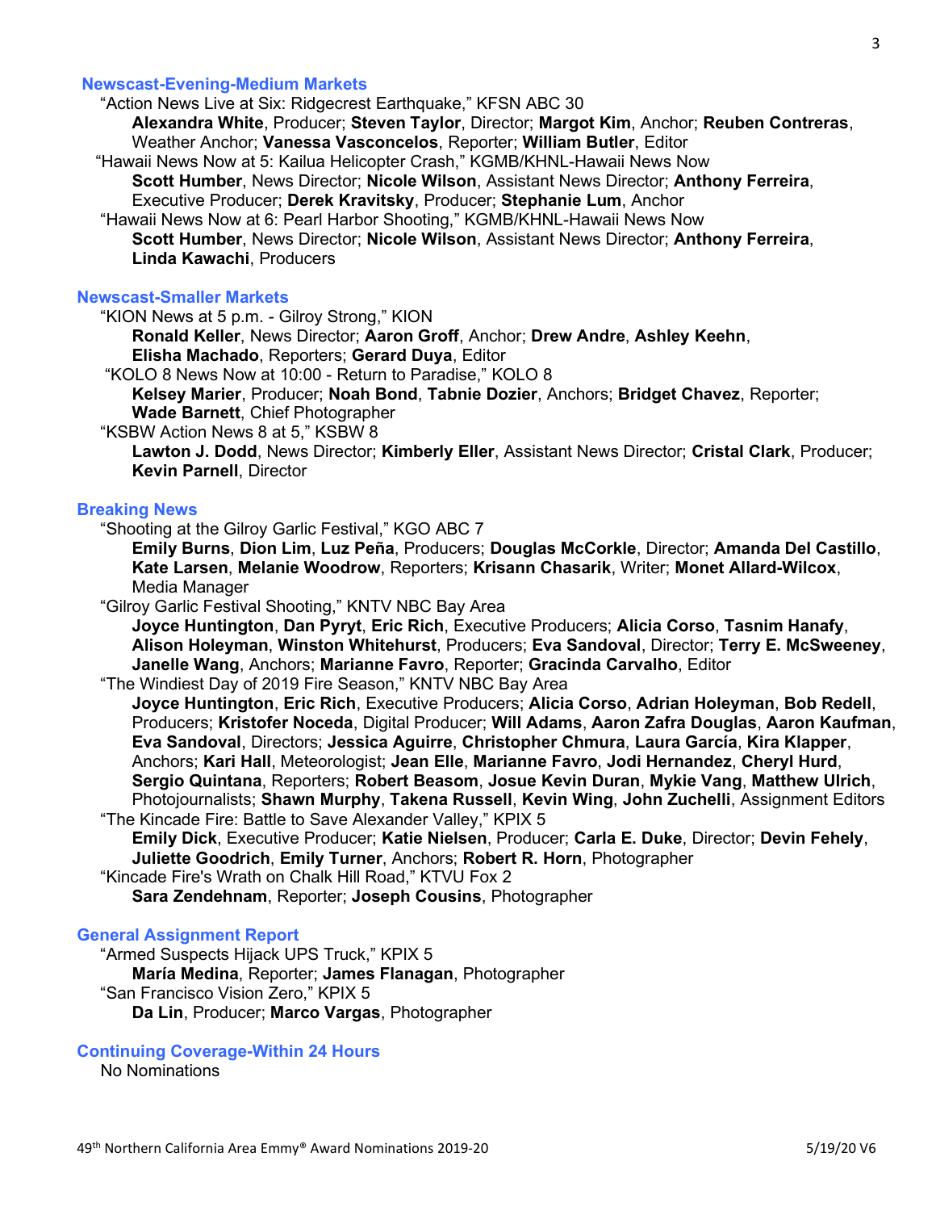### Newscast-Evening-Medium Markets

"Action News Live at Six: Ridgecrest Earthquake," KFSN ABC 30
**Alexandra White**, Producer; **Steven Taylor**, Director; **Margot Kim**, Anchor; **Reuben Contreras**, Weather Anchor; **Vanessa Vasconcelos**, Reporter; **William Butler**, Editor

"Hawaii News Now at 5: Kailua Helicopter Crash," KGMB/KHNL-Hawaii News Now
**Scott Humber**, News Director; **Nicole Wilson**, Assistant News Director; **Anthony Ferreira**, Executive Producer; **Derek Kravitsky**, Producer; **Stephanie Lum**, Anchor

"Hawaii News Now at 6: Pearl Harbor Shooting," KGMB/KHNL-Hawaii News Now
**Scott Humber**, News Director; **Nicole Wilson**, Assistant News Director; **Anthony Ferreira**, **Linda Kawachi**, Producers

### Newscast-Smaller Markets

"KION News at 5 p.m. - Gilroy Strong," KION
**Ronald Keller**, News Director; **Aaron Groff**, Anchor; **Drew Andre**, **Ashley Keehn**, **Elisha Machado**, Reporters; **Gerard Duya**, Editor

"KOLO 8 News Now at 10:00 - Return to Paradise," KOLO 8
**Kelsey Marier**, Producer; **Noah Bond**, **Tabnie Dozier**, Anchors; **Bridget Chavez**, Reporter; **Wade Barnett**, Chief Photographer

"KSBW Action News 8 at 5," KSBW 8
**Lawton J. Dodd**, News Director; **Kimberly Eller**, Assistant News Director; **Cristal Clark**, Producer; **Kevin Parnell**, Director

### Breaking News

"Shooting at the Gilroy Garlic Festival," KGO ABC 7
**Emily Burns**, **Dion Lim**, **Luz Peña**, Producers; **Douglas McCorkle**, Director; **Amanda Del Castillo**, **Kate Larsen**, **Melanie Woodrow**, Reporters; **Krisann Chasarik**, Writer; **Monet Allard-Wilcox**, Media Manager

"Gilroy Garlic Festival Shooting," KNTV NBC Bay Area
**Joyce Huntington**, **Dan Pyryt**, **Eric Rich**, Executive Producers; **Alicia Corso**, **Tasnim Hanafy**, **Alison Holeyman**, **Winston Whitehurst**, Producers; **Eva Sandoval**, Director; **Terry E. McSweeney**, **Janelle Wang**, Anchors; **Marianne Favro**, Reporter; **Gracinda Carvalho**, Editor

"The Windiest Day of 2019 Fire Season," KNTV NBC Bay Area
**Joyce Huntington**, **Eric Rich**, Executive Producers; **Alicia Corso**, **Adrian Holeyman**, **Bob Redell**, Producers; **Kristofer Noceda**, Digital Producer; **Will Adams**, **Aaron Zafra Douglas**, **Aaron Kaufman**, **Eva Sandoval**, Directors; **Jessica Aguirre**, **Christopher Chmura**, **Laura García**, **Kira Klapper**, Anchors; **Kari Hall**, Meteorologist; **Jean Elle**, **Marianne Favro**, **Jodi Hernandez**, **Cheryl Hurd**, **Sergio Quintana**, Reporters; **Robert Beasom**, **Josue Kevin Duran**, **Mykie Vang**, **Matthew Ulrich**, Photojournalists; **Shawn Murphy**, **Takena Russell**, **Kevin Wing**, **John Zuchelli**, Assignment Editors

"The Kincade Fire: Battle to Save Alexander Valley," KPIX 5
**Emily Dick**, Executive Producer; **Katie Nielsen**, Producer; **Carla E. Duke**, Director; **Devin Fehely**, **Juliette Goodrich**, **Emily Turner**, Anchors; **Robert R. Horn**, Photographer

"Kincade Fire's Wrath on Chalk Hill Road," KTVU Fox 2
**Sara Zendehnam**, Reporter; **Joseph Cousins**, Photographer

### General Assignment Report

"Armed Suspects Hijack UPS Truck," KPIX 5
**María Medina**, Reporter; **James Flanagan**, Photographer

"San Francisco Vision Zero," KPIX 5
**Da Lin**, Producer; **Marco Vargas**, Photographer

### Continuing Coverage-Within 24 Hours

No Nominations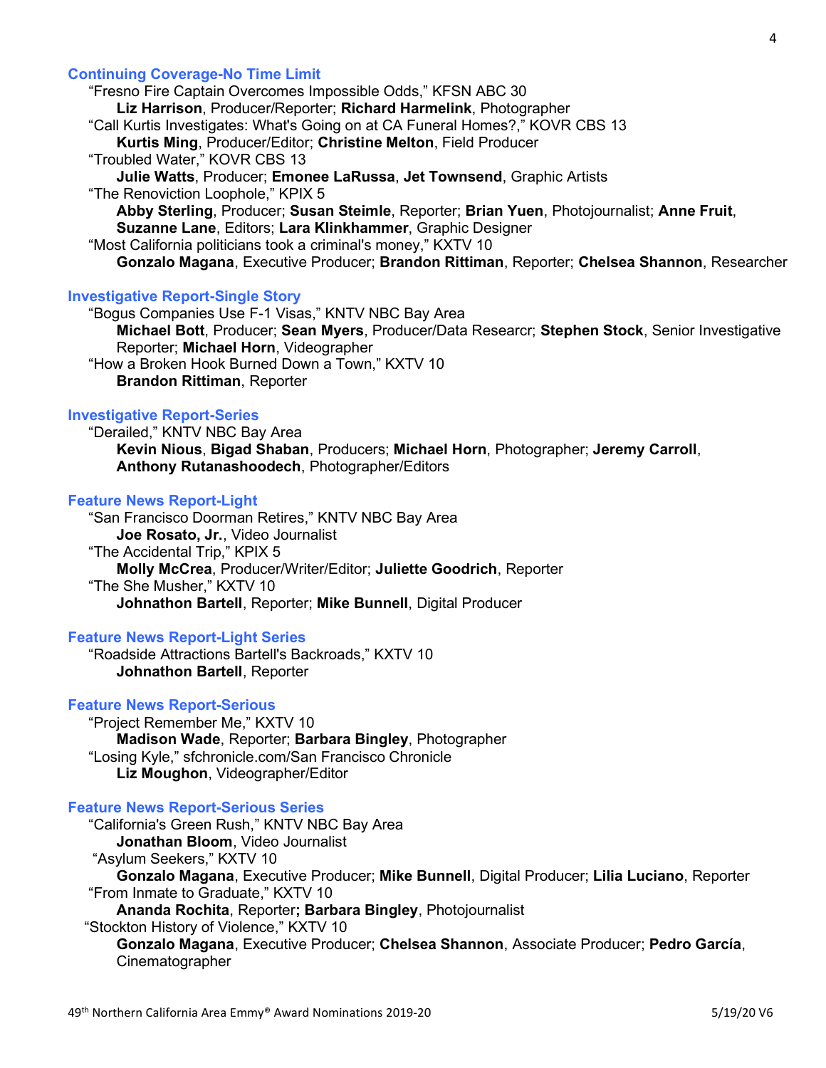### Continuing Coverage-No Time Limit

“Fresno Fire Captain Overcomes Impossible Odds,” KFSN ABC 30
**Liz Harrison**, Producer/Reporter; **Richard Harmelink**, Photographer

“Call Kurtis Investigates: What's Going on at CA Funeral Homes?,” KOVR CBS 13
**Kurtis Ming**, Producer/Editor; **Christine Melton**, Field Producer

“Troubled Water,” KOVR CBS 13
**Julie Watts**, Producer; **Emonee LaRussa**, **Jet Townsend**, Graphic Artists

“The Renoviction Loophole,” KPIX 5
**Abby Sterling**, Producer; **Susan Steimle**, Reporter; **Brian Yuen**, Photojournalist; **Anne Fruit**, **Suzanne Lane**, Editors; **Lara Klinkhammer**, Graphic Designer

“Most California politicians took a criminal's money,” KXTV 10
**Gonzalo Magana**, Executive Producer; **Brandon Rittiman**, Reporter; **Chelsea Shannon**, Researcher

### Investigative Report-Single Story

“Bogus Companies Use F-1 Visas,” KNTV NBC Bay Area
**Michael Bott**, Producer; **Sean Myers**, Producer/Data Researcr; **Stephen Stock**, Senior Investigative Reporter; **Michael Horn**, Videographer

“How a Broken Hook Burned Down a Town,” KXTV 10
**Brandon Rittiman**, Reporter

### Investigative Report-Series

“Derailed,” KNTV NBC Bay Area
**Kevin Nious**, **Bigad Shaban**, Producers; **Michael Horn**, Photographer; **Jeremy Carroll**, **Anthony Rutanashoodech**, Photographer/Editors

### Feature News Report-Light

“San Francisco Doorman Retires,” KNTV NBC Bay Area
**Joe Rosato, Jr.**, Video Journalist

“The Accidental Trip,” KPIX 5
**Molly McCrea**, Producer/Writer/Editor; **Juliette Goodrich**, Reporter

“The She Musher,” KXTV 10
**Johnathon Bartell**, Reporter; **Mike Bunnell**, Digital Producer

### Feature News Report-Light Series

“Roadside Attractions Bartell's Backroads,” KXTV 10
**Johnathon Bartell**, Reporter

### Feature News Report-Serious

“Project Remember Me,” KXTV 10
**Madison Wade**, Reporter; **Barbara Bingley**, Photographer

“Losing Kyle,” sfchronicle.com/San Francisco Chronicle
**Liz Moughon**, Videographer/Editor

### Feature News Report-Serious Series

“California's Green Rush,” KNTV NBC Bay Area
**Jonathan Bloom**, Video Journalist

“Asylum Seekers,” KXTV 10
**Gonzalo Magana**, Executive Producer; **Mike Bunnell**, Digital Producer; **Lilia Luciano**, Reporter

“From Inmate to Graduate,” KXTV 10
**Ananda Rochita**, Reporter**;** **Barbara Bingley**, Photojournalist

“Stockton History of Violence,” KXTV 10
**Gonzalo Magana**, Executive Producer; **Chelsea Shannon**, Associate Producer; **Pedro García**, Cinematographer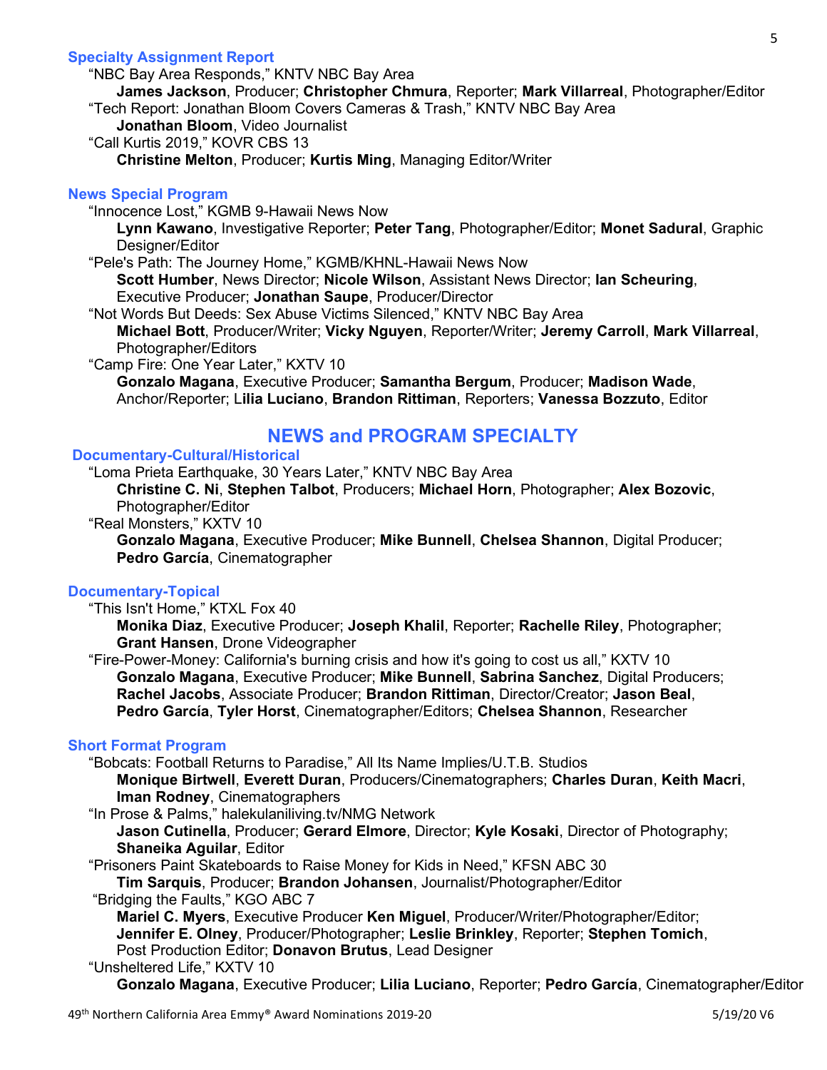### Specialty Assignment Report

"NBC Bay Area Responds," KNTV NBC Bay Area
**James Jackson**, Producer; **Christopher Chmura**, Reporter; **Mark Villarreal**, Photographer/Editor

"Tech Report: Jonathan Bloom Covers Cameras & Trash," KNTV NBC Bay Area
**Jonathan Bloom**, Video Journalist

"Call Kurtis 2019," KOVR CBS 13
**Christine Melton**, Producer; **Kurtis Ming**, Managing Editor/Writer

### News Special Program

"Innocence Lost," KGMB 9-Hawaii News Now
**Lynn Kawano**, Investigative Reporter; **Peter Tang**, Photographer/Editor; **Monet Sadural**, Graphic Designer/Editor

"Pele's Path: The Journey Home," KGMB/KHNL-Hawaii News Now
**Scott Humber**, News Director; **Nicole Wilson**, Assistant News Director; **Ian Scheuring**, Executive Producer; **Jonathan Saupe**, Producer/Director

"Not Words But Deeds: Sex Abuse Victims Silenced," KNTV NBC Bay Area
**Michael Bott**, Producer/Writer; **Vicky Nguyen**, Reporter/Writer; **Jeremy Carroll**, **Mark Villarreal**, Photographer/Editors

"Camp Fire: One Year Later," KXTV 10
**Gonzalo Magana**, Executive Producer; **Samantha Bergum**, Producer; **Madison Wade**, Anchor/Reporter; L**ilia Luciano**, **Brandon Rittiman**, Reporters; **Vanessa Bozzuto**, Editor

## NEWS and PROGRAM SPECIALTY

### Documentary-Cultural/Historical

"Loma Prieta Earthquake, 30 Years Later," KNTV NBC Bay Area
**Christine C. Ni**, **Stephen Talbot**, Producers; **Michael Horn**, Photographer; **Alex Bozovic**, Photographer/Editor

"Real Monsters," KXTV 10
**Gonzalo Magana**, Executive Producer; **Mike Bunnell**, **Chelsea Shannon**, Digital Producer; **Pedro García**, Cinematographer

### Documentary-Topical

"This Isn't Home," KTXL Fox 40
**Monika Diaz**, Executive Producer; **Joseph Khalil**, Reporter; **Rachelle Riley**, Photographer; **Grant Hansen**, Drone Videographer

"Fire-Power-Money: California's burning crisis and how it's going to cost us all," KXTV 10
**Gonzalo Magana**, Executive Producer; **Mike Bunnell**, **Sabrina Sanchez**, Digital Producers; **Rachel Jacobs**, Associate Producer; **Brandon Rittiman**, Director/Creator; **Jason Beal**, **Pedro García**, **Tyler Horst**, Cinematographer/Editors; **Chelsea Shannon**, Researcher

### Short Format Program

"Bobcats: Football Returns to Paradise," All Its Name Implies/U.T.B. Studios
**Monique Birtwell**, **Everett Duran**, Producers/Cinematographers; **Charles Duran**, **Keith Macri**, **Iman Rodney**, Cinematographers

"In Prose & Palms," halekulaniliving.tv/NMG Network
**Jason Cutinella**, Producer; **Gerard Elmore**, Director; **Kyle Kosaki**, Director of Photography; **Shaneika Aguilar**, Editor

"Prisoners Paint Skateboards to Raise Money for Kids in Need," KFSN ABC 30
**Tim Sarquis**, Producer; **Brandon Johansen**, Journalist/Photographer/Editor

"Bridging the Faults," KGO ABC 7
**Mariel C. Myers**, Executive Producer **Ken Miguel**, Producer/Writer/Photographer/Editor; **Jennifer E. Olney**, Producer/Photographer; **Leslie Brinkley**, Reporter; **Stephen Tomich**, Post Production Editor; **Donavon Brutus**, Lead Designer

"Unsheltered Life," KXTV 10
**Gonzalo Magana**, Executive Producer; **Lilia Luciano**, Reporter; **Pedro García**, Cinematographer/Editor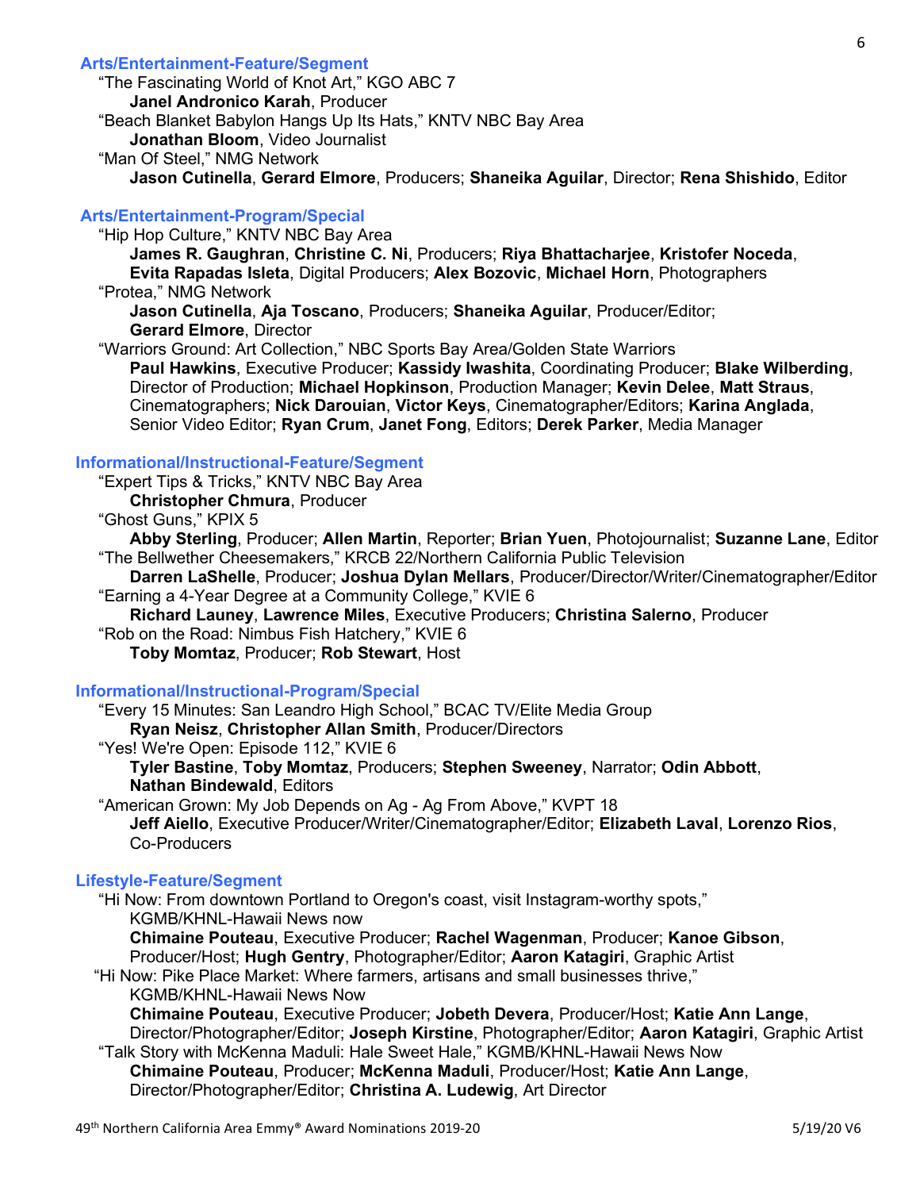### Arts/Entertainment-Feature/Segment

"The Fascinating World of Knot Art," KGO ABC 7
**Janel Andronico Karah**, Producer

"Beach Blanket Babylon Hangs Up Its Hats," KNTV NBC Bay Area
**Jonathan Bloom**, Video Journalist

"Man Of Steel," NMG Network
**Jason Cutinella**, **Gerard Elmore**, Producers; **Shaneika Aguilar**, Director; **Rena Shishido**, Editor

### Arts/Entertainment-Program/Special

"Hip Hop Culture," KNTV NBC Bay Area
**James R. Gaughran**, **Christine C. Ni**, Producers; **Riya Bhattacharjee**, **Kristofer Noceda**, **Evita Rapadas Isleta**, Digital Producers; **Alex Bozovic**, **Michael Horn**, Photographers

"Protea," NMG Network
**Jason Cutinella**, **Aja Toscano**, Producers; **Shaneika Aguilar**, Producer/Editor; **Gerard Elmore**, Director

"Warriors Ground: Art Collection," NBC Sports Bay Area/Golden State Warriors
**Paul Hawkins**, Executive Producer; **Kassidy Iwashita**, Coordinating Producer; **Blake Wilberding**, Director of Production; **Michael Hopkinson**, Production Manager; **Kevin Delee**, **Matt Straus**, Cinematographers; **Nick Darouian**, **Victor Keys**, Cinematographer/Editors; **Karina Anglada**, Senior Video Editor; **Ryan Crum**, **Janet Fong**, Editors; **Derek Parker**, Media Manager

### Informational/Instructional-Feature/Segment

"Expert Tips & Tricks," KNTV NBC Bay Area
**Christopher Chmura**, Producer

"Ghost Guns," KPIX 5
**Abby Sterling**, Producer; **Allen Martin**, Reporter; **Brian Yuen**, Photojournalist; **Suzanne Lane**, Editor

"The Bellwether Cheesemakers," KRCB 22/Northern California Public Television
**Darren LaShelle**, Producer; **Joshua Dylan Mellars**, Producer/Director/Writer/Cinematographer/Editor

"Earning a 4-Year Degree at a Community College," KVIE 6
**Richard Launey**, **Lawrence Miles**, Executive Producers; **Christina Salerno**, Producer

"Rob on the Road: Nimbus Fish Hatchery," KVIE 6
**Toby Momtaz**, Producer; **Rob Stewart**, Host

### Informational/Instructional-Program/Special

"Every 15 Minutes: San Leandro High School," BCAC TV/Elite Media Group
**Ryan Neisz**, **Christopher Allan Smith**, Producer/Directors

"Yes! We're Open: Episode 112," KVIE 6
**Tyler Bastine**, **Toby Momtaz**, Producers; **Stephen Sweeney**, Narrator; **Odin Abbott**, **Nathan Bindewald**, Editors

"American Grown: My Job Depends on Ag - Ag From Above," KVPT 18
**Jeff Aiello**, Executive Producer/Writer/Cinematographer/Editor; **Elizabeth Laval**, **Lorenzo Rios**, Co-Producers

### Lifestyle-Feature/Segment

"Hi Now: From downtown Portland to Oregon's coast, visit Instagram-worthy spots," KGMB/KHNL-Hawaii News now
**Chimaine Pouteau**, Executive Producer; **Rachel Wagenman**, Producer; **Kanoe Gibson**, Producer/Host; **Hugh Gentry**, Photographer/Editor; **Aaron Katagiri**, Graphic Artist

"Hi Now: Pike Place Market: Where farmers, artisans and small businesses thrive," KGMB/KHNL-Hawaii News Now
**Chimaine Pouteau**, Executive Producer; **Jobeth Devera**, Producer/Host; **Katie Ann Lange**, Director/Photographer/Editor; **Joseph Kirstine**, Photographer/Editor; **Aaron Katagiri**, Graphic Artist

"Talk Story with McKenna Maduli: Hale Sweet Hale," KGMB/KHNL-Hawaii News Now
**Chimaine Pouteau**, Producer; **McKenna Maduli**, Producer/Host; **Katie Ann Lange**, Director/Photographer/Editor; **Christina A. Ludewig**, Art Director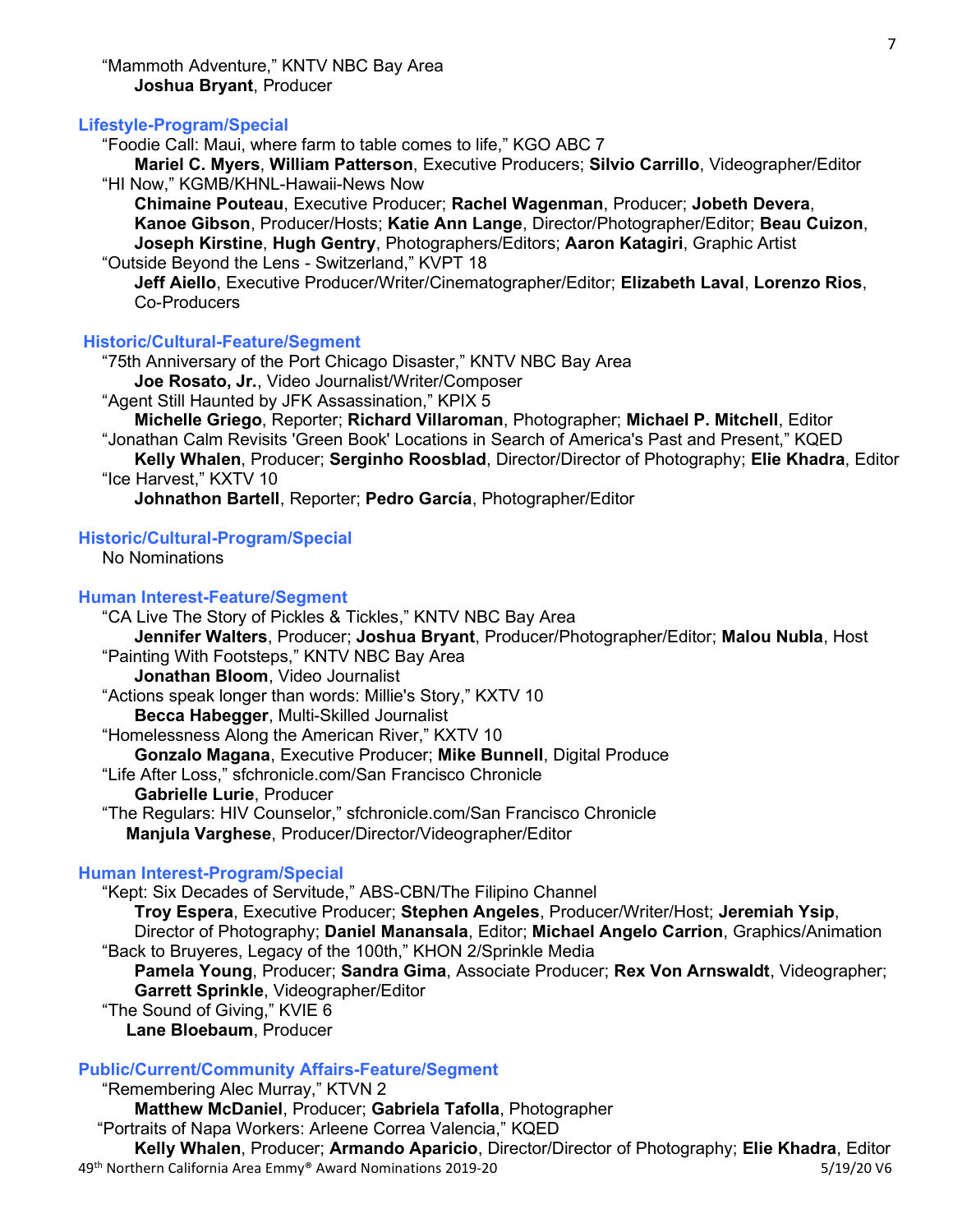"Mammoth Adventure," KNTV NBC Bay Area
**Joshua Bryant**, Producer

### Lifestyle-Program/Special

"Foodie Call: Maui, where farm to table comes to life," KGO ABC 7
**Mariel C. Myers**, **William Patterson**, Executive Producers; **Silvio Carrillo**, Videographer/Editor

"HI Now," KGMB/KHNL-Hawaii-News Now
**Chimaine Pouteau**, Executive Producer; **Rachel Wagenman**, Producer; **Jobeth Devera**, **Kanoe Gibson**, Producer/Hosts; **Katie Ann Lange**, Director/Photographer/Editor; **Beau Cuizon**, **Joseph Kirstine**, **Hugh Gentry**, Photographers/Editors; **Aaron Katagiri**, Graphic Artist

"Outside Beyond the Lens - Switzerland," KVPT 18
**Jeff Aiello**, Executive Producer/Writer/Cinematographer/Editor; **Elizabeth Laval**, **Lorenzo Rios**, Co-Producers

### Historic/Cultural-Feature/Segment

"75th Anniversary of the Port Chicago Disaster," KNTV NBC Bay Area
**Joe Rosato, Jr.**, Video Journalist/Writer/Composer

"Agent Still Haunted by JFK Assassination," KPIX 5
**Michelle Griego**, Reporter; **Richard Villaroman**, Photographer; **Michael P. Mitchell**, Editor

"Jonathan Calm Revisits 'Green Book' Locations in Search of America's Past and Present," KQED
**Kelly Whalen**, Producer; **Serginho Roosblad**, Director/Director of Photography; **Elie Khadra**, Editor

"Ice Harvest," KXTV 10
**Johnathon Bartell**, Reporter; **Pedro García**, Photographer/Editor

### Historic/Cultural-Program/Special

No Nominations

### Human Interest-Feature/Segment

"CA Live The Story of Pickles & Tickles," KNTV NBC Bay Area
**Jennifer Walters**, Producer; **Joshua Bryant**, Producer/Photographer/Editor; **Malou Nubla**, Host

"Painting With Footsteps," KNTV NBC Bay Area
**Jonathan Bloom**, Video Journalist

"Actions speak longer than words: Millie's Story," KXTV 10
**Becca Habegger**, Multi-Skilled Journalist

"Homelessness Along the American River," KXTV 10
**Gonzalo Magana**, Executive Producer; **Mike Bunnell**, Digital Produce

"Life After Loss," sfchronicle.com/San Francisco Chronicle
**Gabrielle Lurie**, Producer

"The Regulars: HIV Counselor," sfchronicle.com/San Francisco Chronicle
**Manjula Varghese**, Producer/Director/Videographer/Editor

### Human Interest-Program/Special

"Kept: Six Decades of Servitude," ABS-CBN/The Filipino Channel
**Troy Espera**, Executive Producer; **Stephen Angeles**, Producer/Writer/Host; **Jeremiah Ysip**, Director of Photography; **Daniel Manansala**, Editor; **Michael Angelo Carrion**, Graphics/Animation

"Back to Bruyeres, Legacy of the 100th," KHON 2/Sprinkle Media
**Pamela Young**, Producer; **Sandra Gima**, Associate Producer; **Rex Von Arnswaldt**, Videographer; **Garrett Sprinkle**, Videographer/Editor

"The Sound of Giving," KVIE 6
**Lane Bloebaum**, Producer

### Public/Current/Community Affairs-Feature/Segment

"Remembering Alec Murray," KTVN 2
**Matthew McDaniel**, Producer; **Gabriela Tafolla**, Photographer

"Portraits of Napa Workers: Arleene Correa Valencia," KQED
**Kelly Whalen**, Producer; **Armando Aparicio**, Director/Director of Photography; **Elie Khadra**, Editor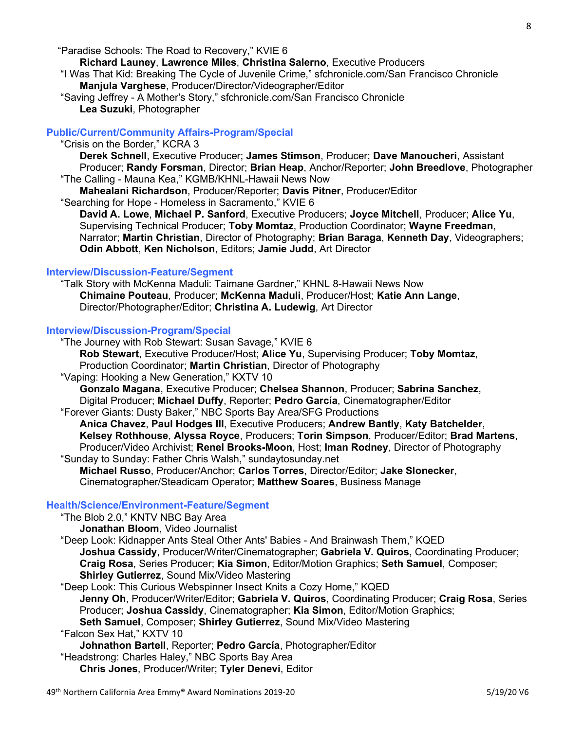"Paradise Schools: The Road to Recovery," KVIE 6
**Richard Launey**, **Lawrence Miles**, **Christina Salerno**, Executive Producers
"I Was That Kid: Breaking The Cycle of Juvenile Crime," sfchronicle.com/San Francisco Chronicle
**Manjula Varghese**, Producer/Director/Videographer/Editor
"Saving Jeffrey - A Mother's Story," sfchronicle.com/San Francisco Chronicle
**Lea Suzuki**, Photographer

## Public/Current/Community Affairs-Program/Special

"Crisis on the Border," KCRA 3
**Derek Schnell**, Executive Producer; **James Stimson**, Producer; **Dave Manoucheri**, Assistant Producer; **Randy Forsman**, Director; **Brian Heap**, Anchor/Reporter; **John Breedlove**, Photographer
"The Calling - Mauna Kea," KGMB/KHNL-Hawaii News Now
**Mahealani Richardson**, Producer/Reporter; **Davis Pitner**, Producer/Editor
"Searching for Hope - Homeless in Sacramento," KVIE 6
**David A. Lowe**, **Michael P. Sanford**, Executive Producers; **Joyce Mitchell**, Producer; **Alice Yu**, Supervising Technical Producer; **Toby Momtaz**, Production Coordinator; **Wayne Freedman**, Narrator; **Martin Christian**, Director of Photography; **Brian Baraga**, **Kenneth Day**, Videographers; **Odin Abbott**, **Ken Nicholson**, Editors; **Jamie Judd**, Art Director

## Interview/Discussion-Feature/Segment

"Talk Story with McKenna Maduli: Taimane Gardner," KHNL 8-Hawaii News Now
**Chimaine Pouteau**, Producer; **McKenna Maduli**, Producer/Host; **Katie Ann Lange**, Director/Photographer/Editor; **Christina A. Ludewig**, Art Director

## Interview/Discussion-Program/Special

"The Journey with Rob Stewart: Susan Savage," KVIE 6
**Rob Stewart**, Executive Producer/Host; **Alice Yu**, Supervising Producer; **Toby Momtaz**, Production Coordinator; **Martin Christian**, Director of Photography
"Vaping: Hooking a New Generation," KXTV 10
**Gonzalo Magana**, Executive Producer; **Chelsea Shannon**, Producer; **Sabrina Sanchez**, Digital Producer; **Michael Duffy**, Reporter; **Pedro García**, Cinematographer/Editor
"Forever Giants: Dusty Baker," NBC Sports Bay Area/SFG Productions
**Anica Chavez**, **Paul Hodges III**, Executive Producers; **Andrew Bantly**, **Katy Batchelder**, **Kelsey Rothhouse**, **Alyssa Royce**, Producers; **Torin Simpson**, Producer/Editor; **Brad Martens**, Producer/Video Archivist; **Renel Brooks-Moon**, Host; **Iman Rodney**, Director of Photography
"Sunday to Sunday: Father Chris Walsh," sundaytosunday.net
**Michael Russo**, Producer/Anchor; **Carlos Torres**, Director/Editor; **Jake Slonecker**, Cinematographer/Steadicam Operator; **Matthew Soares**, Business Manage

## Health/Science/Environment-Feature/Segment

"The Blob 2.0," KNTV NBC Bay Area
**Jonathan Bloom**, Video Journalist
"Deep Look: Kidnapper Ants Steal Other Ants' Babies - And Brainwash Them," KQED
**Joshua Cassidy**, Producer/Writer/Cinematographer; **Gabriela V. Quiros**, Coordinating Producer; **Craig Rosa**, Series Producer; **Kia Simon**, Editor/Motion Graphics; **Seth Samuel**, Composer; **Shirley Gutierrez**, Sound Mix/Video Mastering
"Deep Look: This Curious Webspinner Insect Knits a Cozy Home," KQED
**Jenny Oh**, Producer/Writer/Editor; **Gabriela V. Quiros**, Coordinating Producer; **Craig Rosa**, Series Producer; **Joshua Cassidy**, Cinematographer; **Kia Simon**, Editor/Motion Graphics; **Seth Samuel**, Composer; **Shirley Gutierrez**, Sound Mix/Video Mastering
"Falcon Sex Hat," KXTV 10
**Johnathon Bartell**, Reporter; **Pedro García**, Photographer/Editor
"Headstrong: Charles Haley," NBC Sports Bay Area
**Chris Jones**, Producer/Writer; **Tyler Denevi**, Editor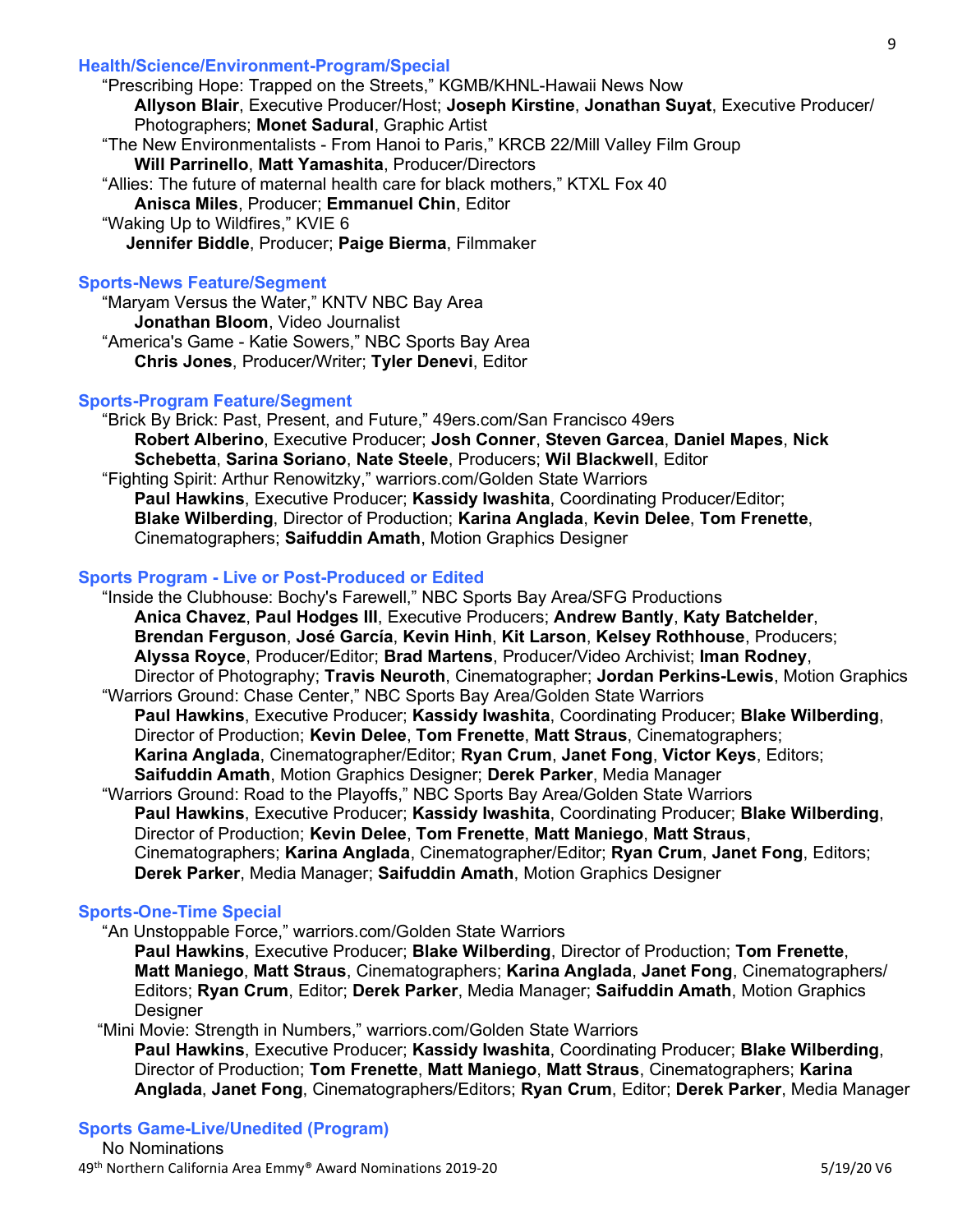### Health/Science/Environment-Program/Special

"Prescribing Hope: Trapped on the Streets," KGMB/KHNL-Hawaii News Now
**Allyson Blair**, Executive Producer/Host; **Joseph Kirstine**, **Jonathan Suyat**, Executive Producer/ Photographers; **Monet Sadural**, Graphic Artist

"The New Environmentalists - From Hanoi to Paris," KRCB 22/Mill Valley Film Group
**Will Parrinello**, **Matt Yamashita**, Producer/Directors

"Allies: The future of maternal health care for black mothers," KTXL Fox 40
**Anisca Miles**, Producer; **Emmanuel Chin**, Editor

"Waking Up to Wildfires," KVIE 6
**Jennifer Biddle**, Producer; **Paige Bierma**, Filmmaker

### Sports-News Feature/Segment

"Maryam Versus the Water," KNTV NBC Bay Area
**Jonathan Bloom**, Video Journalist

"America's Game - Katie Sowers," NBC Sports Bay Area
**Chris Jones**, Producer/Writer; **Tyler Denevi**, Editor

### Sports-Program Feature/Segment

"Brick By Brick: Past, Present, and Future," 49ers.com/San Francisco 49ers
**Robert Alberino**, Executive Producer; **Josh Conner**, **Steven Garcea**, **Daniel Mapes**, **Nick Schebetta**, **Sarina Soriano**, **Nate Steele**, Producers; **Wil Blackwell**, Editor

"Fighting Spirit: Arthur Renowitzky," warriors.com/Golden State Warriors
**Paul Hawkins**, Executive Producer; **Kassidy Iwashita**, Coordinating Producer/Editor; **Blake Wilberding**, Director of Production; **Karina Anglada**, **Kevin Delee**, **Tom Frenette**, Cinematographers; **Saifuddin Amath**, Motion Graphics Designer

### Sports Program - Live or Post-Produced or Edited

"Inside the Clubhouse: Bochy's Farewell," NBC Sports Bay Area/SFG Productions
**Anica Chavez**, **Paul Hodges III**, Executive Producers; **Andrew Bantly**, **Katy Batchelder**, **Brendan Ferguson**, **José García**, **Kevin Hinh**, **Kit Larson**, **Kelsey Rothhouse**, Producers; **Alyssa Royce**, Producer/Editor; **Brad Martens**, Producer/Video Archivist; **Iman Rodney**, Director of Photography; **Travis Neuroth**, Cinematographer; **Jordan Perkins-Lewis**, Motion Graphics

"Warriors Ground: Chase Center," NBC Sports Bay Area/Golden State Warriors
**Paul Hawkins**, Executive Producer; **Kassidy Iwashita**, Coordinating Producer; **Blake Wilberding**, Director of Production; **Kevin Delee**, **Tom Frenette**, **Matt Straus**, Cinematographers; **Karina Anglada**, Cinematographer/Editor; **Ryan Crum**, **Janet Fong**, **Victor Keys**, Editors; **Saifuddin Amath**, Motion Graphics Designer; **Derek Parker**, Media Manager

"Warriors Ground: Road to the Playoffs," NBC Sports Bay Area/Golden State Warriors
**Paul Hawkins**, Executive Producer; **Kassidy Iwashita**, Coordinating Producer; **Blake Wilberding**, Director of Production; **Kevin Delee**, **Tom Frenette**, **Matt Maniego**, **Matt Straus**, Cinematographers; **Karina Anglada**, Cinematographer/Editor; **Ryan Crum**, **Janet Fong**, Editors; **Derek Parker**, Media Manager; **Saifuddin Amath**, Motion Graphics Designer

### Sports-One-Time Special

"An Unstoppable Force," warriors.com/Golden State Warriors
**Paul Hawkins**, Executive Producer; **Blake Wilberding**, Director of Production; **Tom Frenette**, **Matt Maniego**, **Matt Straus**, Cinematographers; **Karina Anglada**, **Janet Fong**, Cinematographers/ Editors; **Ryan Crum**, Editor; **Derek Parker**, Media Manager; **Saifuddin Amath**, Motion Graphics Designer

"Mini Movie: Strength in Numbers," warriors.com/Golden State Warriors
**Paul Hawkins**, Executive Producer; **Kassidy Iwashita**, Coordinating Producer; **Blake Wilberding**, Director of Production; **Tom Frenette**, **Matt Maniego**, **Matt Straus**, Cinematographers; **Karina Anglada**, **Janet Fong**, Cinematographers/Editors; **Ryan Crum**, Editor; **Derek Parker**, Media Manager

### Sports Game-Live/Unedited (Program)

No Nominations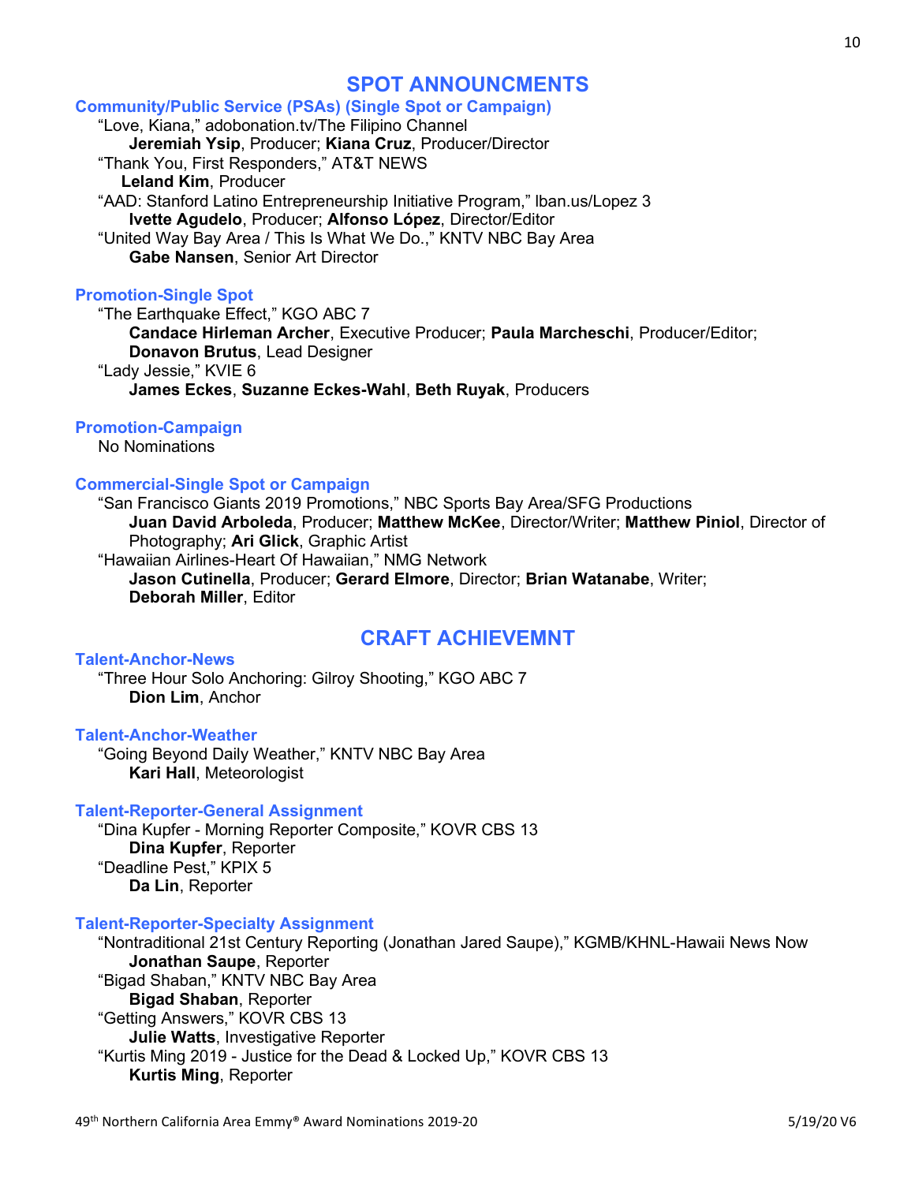## SPOT ANNOUNCMENTS

### Community/Public Service (PSAs) (Single Spot or Campaign)

"Love, Kiana," adobonation.tv/The Filipino Channel
**Jeremiah Ysip**, Producer; **Kiana Cruz**, Producer/Director

"Thank You, First Responders," AT&T NEWS
**Leland Kim**, Producer

"AAD: Stanford Latino Entrepreneurship Initiative Program," lban.us/Lopez 3
**Ivette Agudelo**, Producer; **Alfonso López**, Director/Editor

"United Way Bay Area / This Is What We Do.," KNTV NBC Bay Area
**Gabe Nansen**, Senior Art Director

### Promotion-Single Spot

"The Earthquake Effect," KGO ABC 7
**Candace Hirleman Archer**, Executive Producer; **Paula Marcheschi**, Producer/Editor; **Donavon Brutus**, Lead Designer

"Lady Jessie," KVIE 6
**James Eckes**, **Suzanne Eckes-Wahl**, **Beth Ruyak**, Producers

### Promotion-Campaign

No Nominations

### Commercial-Single Spot or Campaign

"San Francisco Giants 2019 Promotions," NBC Sports Bay Area/SFG Productions
**Juan David Arboleda**, Producer; **Matthew McKee**, Director/Writer; **Matthew Piniol**, Director of Photography; **Ari Glick**, Graphic Artist

"Hawaiian Airlines-Heart Of Hawaiian," NMG Network
**Jason Cutinella**, Producer; **Gerard Elmore**, Director; **Brian Watanabe**, Writer; **Deborah Miller**, Editor

## CRAFT ACHIEVEMNT

### Talent-Anchor-News

"Three Hour Solo Anchoring: Gilroy Shooting," KGO ABC 7
**Dion Lim**, Anchor

### Talent-Anchor-Weather

"Going Beyond Daily Weather," KNTV NBC Bay Area
**Kari Hall**, Meteorologist

### Talent-Reporter-General Assignment

"Dina Kupfer - Morning Reporter Composite," KOVR CBS 13
**Dina Kupfer**, Reporter

"Deadline Pest," KPIX 5
**Da Lin**, Reporter

### Talent-Reporter-Specialty Assignment

"Nontraditional 21st Century Reporting (Jonathan Jared Saupe)," KGMB/KHNL-Hawaii News Now
**Jonathan Saupe**, Reporter

"Bigad Shaban," KNTV NBC Bay Area
**Bigad Shaban**, Reporter

"Getting Answers," KOVR CBS 13
**Julie Watts**, Investigative Reporter

"Kurtis Ming 2019 - Justice for the Dead & Locked Up," KOVR CBS 13
**Kurtis Ming**, Reporter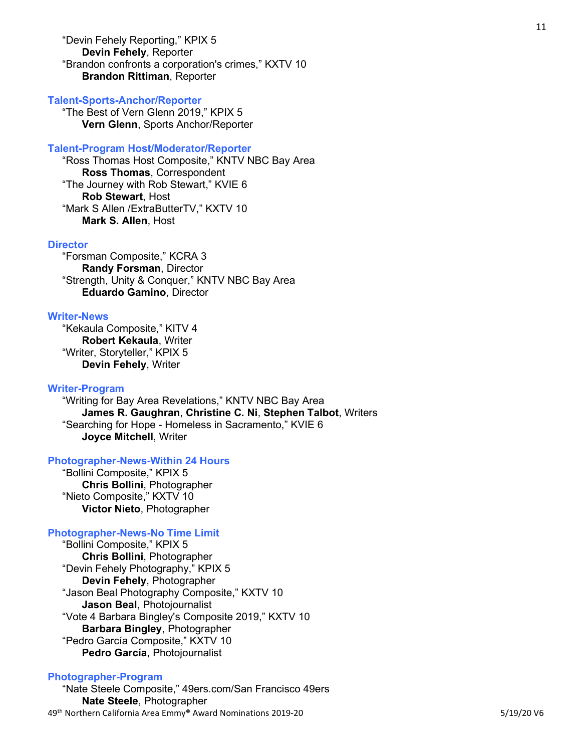“Devin Fehely Reporting,” KPIX 5
**Devin Fehely**, Reporter
“Brandon confronts a corporation's crimes,” KXTV 10
**Brandon Rittiman**, Reporter

### Talent-Sports-Anchor/Reporter

“The Best of Vern Glenn 2019,” KPIX 5
**Vern Glenn**, Sports Anchor/Reporter

### Talent-Program Host/Moderator/Reporter

“Ross Thomas Host Composite,” KNTV NBC Bay Area
**Ross Thomas**, Correspondent
“The Journey with Rob Stewart,” KVIE 6
**Rob Stewart**, Host
“Mark S Allen /ExtraButterTV,” KXTV 10
**Mark S. Allen**, Host

### Director

“Forsman Composite,” KCRA 3
**Randy Forsman**, Director
“Strength, Unity & Conquer,” KNTV NBC Bay Area
**Eduardo Gamino**, Director

### Writer-News

“Kekaula Composite,” KITV 4
**Robert Kekaula**, Writer
“Writer, Storyteller,” KPIX 5
**Devin Fehely**, Writer

### Writer-Program

“Writing for Bay Area Revelations,” KNTV NBC Bay Area
**James R. Gaughran**, **Christine C. Ni**, **Stephen Talbot**, Writers
“Searching for Hope - Homeless in Sacramento,” KVIE 6
**Joyce Mitchell**, Writer

### Photographer-News-Within 24 Hours

“Bollini Composite,” KPIX 5
**Chris Bollini**, Photographer
“Nieto Composite,” KXTV 10
**Victor Nieto**, Photographer

### Photographer-News-No Time Limit

“Bollini Composite,” KPIX 5
**Chris Bollini**, Photographer
“Devin Fehely Photography,” KPIX 5
**Devin Fehely**, Photographer
“Jason Beal Photography Composite,” KXTV 10
**Jason Beal**, Photojournalist
“Vote 4 Barbara Bingley's Composite 2019,” KXTV 10
**Barbara Bingley**, Photographer
“Pedro García Composite,” KXTV 10
**Pedro García**, Photojournalist

### Photographer-Program

“Nate Steele Composite,” 49ers.com/San Francisco 49ers
**Nate Steele**, Photographer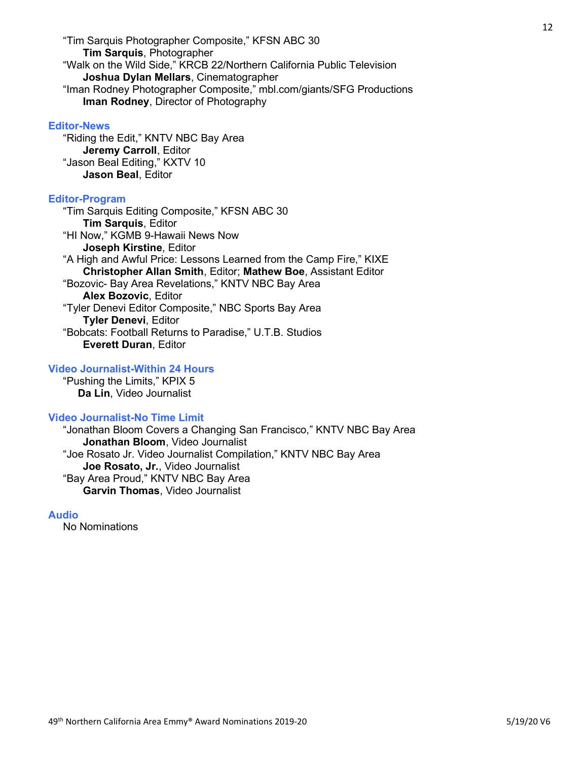"Tim Sarquis Photographer Composite," KFSN ABC 30
**Tim Sarquis**, Photographer
"Walk on the Wild Side," KRCB 22/Northern California Public Television
**Joshua Dylan Mellars**, Cinematographer
"Iman Rodney Photographer Composite," mbl.com/giants/SFG Productions
**Iman Rodney**, Director of Photography

### Editor-News

"Riding the Edit," KNTV NBC Bay Area
**Jeremy Carroll**, Editor
"Jason Beal Editing," KXTV 10
**Jason Beal**, Editor

### Editor-Program

"Tim Sarquis Editing Composite," KFSN ABC 30
**Tim Sarquis**, Editor
"HI Now," KGMB 9-Hawaii News Now
**Joseph Kirstine**, Editor
"A High and Awful Price: Lessons Learned from the Camp Fire," KIXE
**Christopher Allan Smith**, Editor; **Mathew Boe**, Assistant Editor
"Bozovic- Bay Area Revelations," KNTV NBC Bay Area
**Alex Bozovic**, Editor
"Tyler Denevi Editor Composite," NBC Sports Bay Area
**Tyler Denevi**, Editor
"Bobcats: Football Returns to Paradise," U.T.B. Studios
**Everett Duran**, Editor

### Video Journalist-Within 24 Hours

"Pushing the Limits," KPIX 5
**Da Lin**, Video Journalist

### Video Journalist-No Time Limit

"Jonathan Bloom Covers a Changing San Francisco," KNTV NBC Bay Area
**Jonathan Bloom**, Video Journalist
"Joe Rosato Jr. Video Journalist Compilation," KNTV NBC Bay Area
**Joe Rosato, Jr.**, Video Journalist
"Bay Area Proud," KNTV NBC Bay Area
**Garvin Thomas**, Video Journalist

### Audio

No Nominations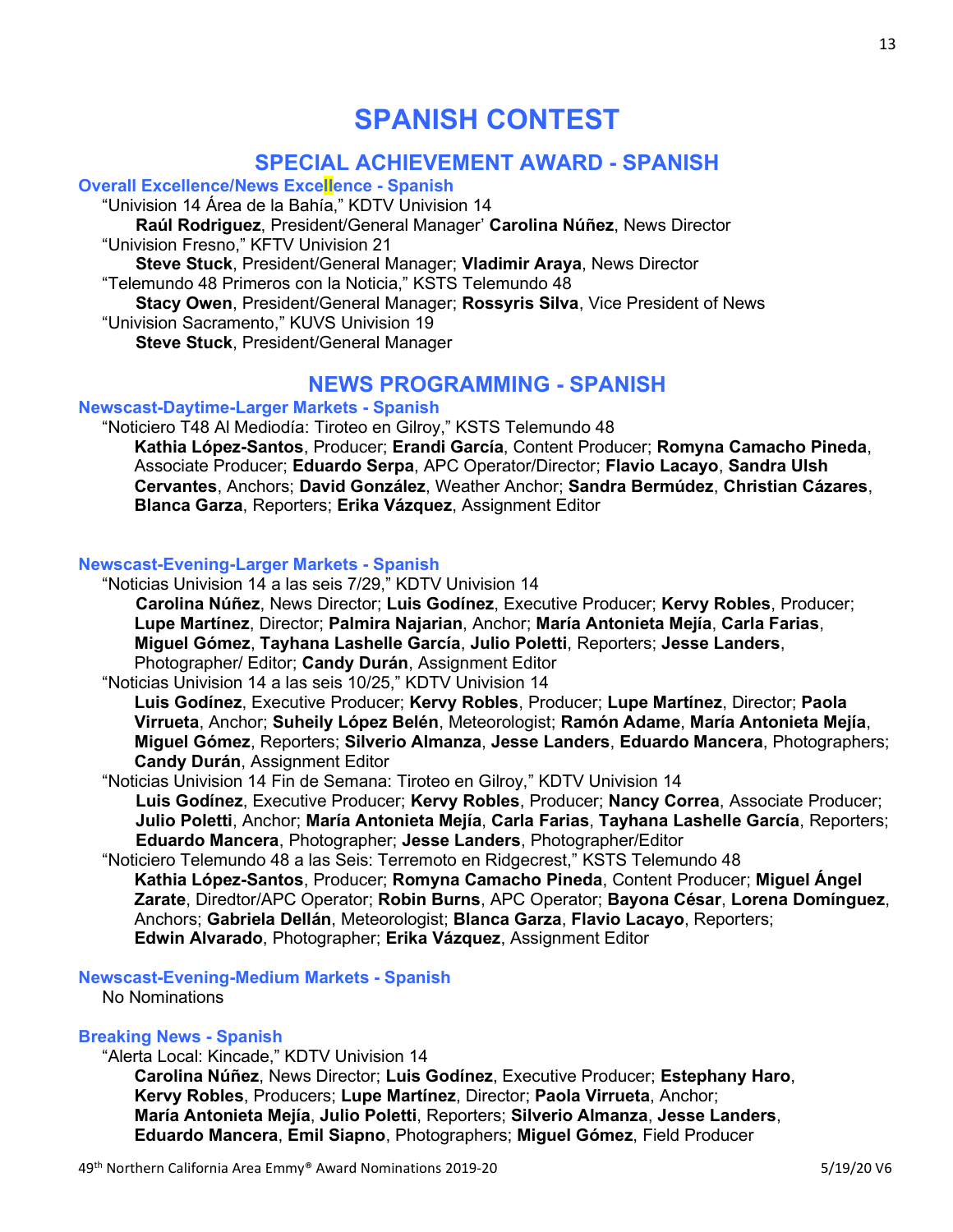# SPANISH CONTEST

## SPECIAL ACHIEVEMENT AWARD - SPANISH

### Overall Excellence/News Excellence - Spanish

"Univision 14 Área de la Bahía," KDTV Univision 14
**Raúl Rodriguez**, President/General Manager' **Carolina Núñez**, News Director

"Univision Fresno," KFTV Univision 21
**Steve Stuck**, President/General Manager; **Vladimir Araya**, News Director

"Telemundo 48 Primeros con la Noticia," KSTS Telemundo 48
**Stacy Owen**, President/General Manager; **Rossyris Silva**, Vice President of News

"Univision Sacramento," KUVS Univision 19
**Steve Stuck**, President/General Manager

## NEWS PROGRAMMING - SPANISH

### Newscast-Daytime-Larger Markets - Spanish

"Noticiero T48 Al Mediodía: Tiroteo en Gilroy," KSTS Telemundo 48
**Kathia López-Santos**, Producer; **Erandi García**, Content Producer; **Romyna Camacho Pineda**, Associate Producer; **Eduardo Serpa**, APC Operator/Director; **Flavio Lacayo**, **Sandra Ulsh Cervantes**, Anchors; **David González**, Weather Anchor; **Sandra Bermúdez**, **Christian Cázares**, **Blanca Garza**, Reporters; **Erika Vázquez**, Assignment Editor

### Newscast-Evening-Larger Markets - Spanish

"Noticias Univision 14 a las seis 7/29," KDTV Univision 14
**Carolina Núñez**, News Director; **Luis Godínez**, Executive Producer; **Kervy Robles**, Producer; **Lupe Martínez**, Director; **Palmira Najarian**, Anchor; **María Antonieta Mejía**, **Carla Farias**, **Miguel Gómez**, **Tayhana Lashelle García**, **Julio Poletti**, Reporters; **Jesse Landers**, Photographer/ Editor; **Candy Durán**, Assignment Editor

"Noticias Univision 14 a las seis 10/25," KDTV Univision 14
**Luis Godínez**, Executive Producer; **Kervy Robles**, Producer; **Lupe Martínez**, Director; **Paola Virrueta**, Anchor; **Suheily López Belén**, Meteorologist; **Ramón Adame**, **María Antonieta Mejía**, **Miguel Gómez**, Reporters; **Silverio Almanza**, **Jesse Landers**, **Eduardo Mancera**, Photographers; **Candy Durán**, Assignment Editor

"Noticias Univision 14 Fin de Semana: Tiroteo en Gilroy," KDTV Univision 14
**Luis Godínez**, Executive Producer; **Kervy Robles**, Producer; **Nancy Correa**, Associate Producer; **Julio Poletti**, Anchor; **María Antonieta Mejía**, **Carla Farias**, **Tayhana Lashelle García**, Reporters; **Eduardo Mancera**, Photographer; **Jesse Landers**, Photographer/Editor

"Noticiero Telemundo 48 a las Seis: Terremoto en Ridgecrest," KSTS Telemundo 48
**Kathia López-Santos**, Producer; **Romyna Camacho Pineda**, Content Producer; **Miguel Ángel Zarate**, Diredtor/APC Operator; **Robin Burns**, APC Operator; **Bayona César**, **Lorena Domínguez**, Anchors; **Gabriela Dellán**, Meteorologist; **Blanca Garza**, **Flavio Lacayo**, Reporters; **Edwin Alvarado**, Photographer; **Erika Vázquez**, Assignment Editor

### Newscast-Evening-Medium Markets - Spanish

No Nominations

### Breaking News - Spanish

"Alerta Local: Kincade," KDTV Univision 14
**Carolina Núñez**, News Director; **Luis Godínez**, Executive Producer; **Estephany Haro**, **Kervy Robles**, Producers; **Lupe Martínez**, Director; **Paola Virrueta**, Anchor; **María Antonieta Mejía**, **Julio Poletti**, Reporters; **Silverio Almanza**, **Jesse Landers**, **Eduardo Mancera**, **Emil Siapno**, Photographers; **Miguel Gómez**, Field Producer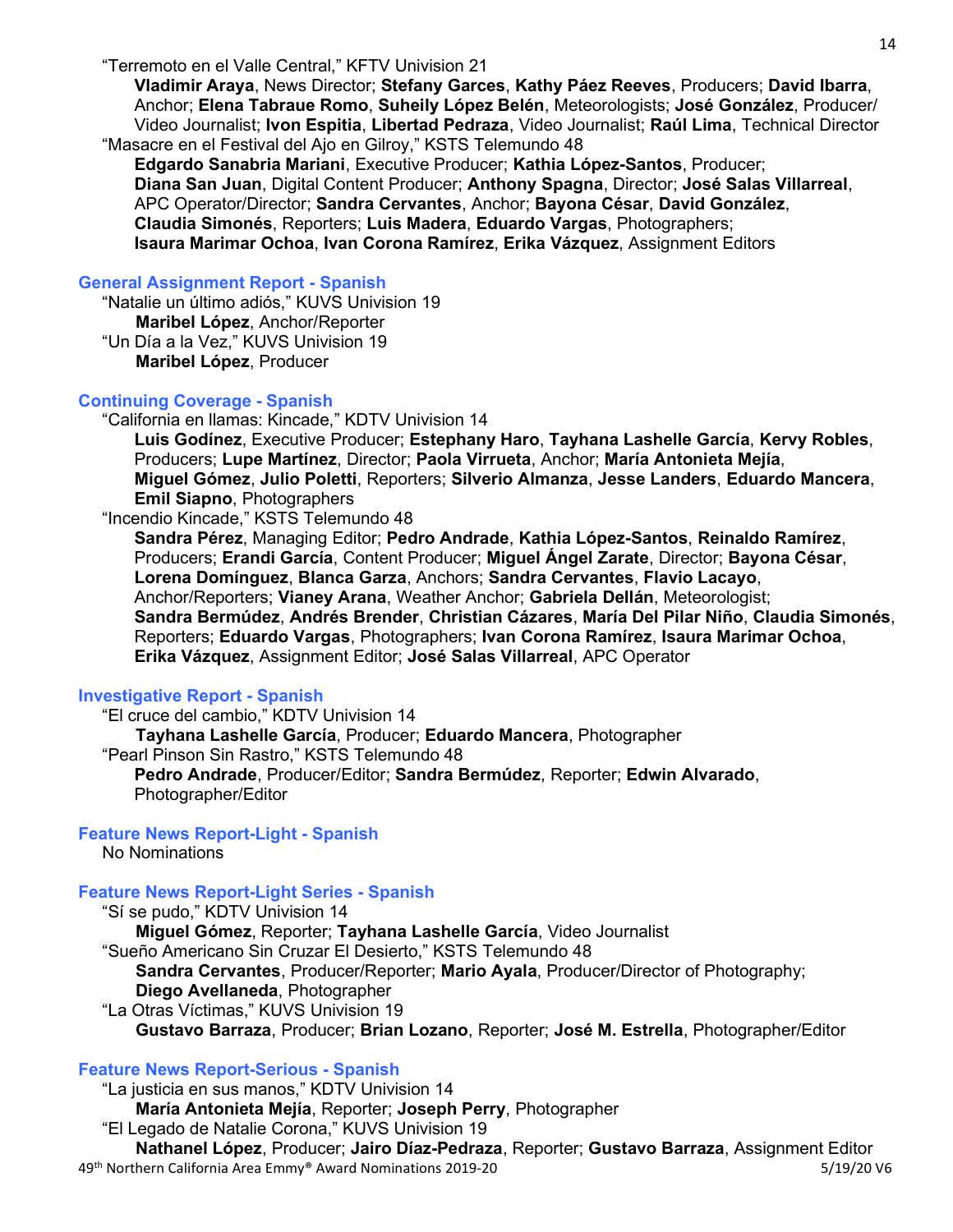"Terremoto en el Valle Central," KFTV Univision 21

**Vladimir Araya**, News Director; **Stefany Garces**, **Kathy Páez Reeves**, Producers; **David Ibarra**, Anchor; **Elena Tabraue Romo**, **Suheily López Belén**, Meteorologists; **José González**, Producer/ Video Journalist; **Ivon Espitia**, **Libertad Pedraza**, Video Journalist; **Raúl Lima**, Technical Director

"Masacre en el Festival del Ajo en Gilroy," KSTS Telemundo 48

**Edgardo Sanabria Mariani**, Executive Producer; **Kathia López-Santos**, Producer; **Diana San Juan**, Digital Content Producer; **Anthony Spagna**, Director; **José Salas Villarreal**, APC Operator/Director; **Sandra Cervantes**, Anchor; **Bayona César**, **David González**, **Claudia Simonés**, Reporters; **Luis Madera**, **Eduardo Vargas**, Photographers; **Isaura Marimar Ochoa**, **Ivan Corona Ramírez**, **Erika Vázquez**, Assignment Editors

## General Assignment Report - Spanish

"Natalie un último adiós," KUVS Univision 19

**Maribel López**, Anchor/Reporter

"Un Día a la Vez," KUVS Univision 19

**Maribel López**, Producer

## Continuing Coverage - Spanish

"California en llamas: Kincade," KDTV Univision 14

**Luis Godínez**, Executive Producer; **Estephany Haro**, **Tayhana Lashelle García**, **Kervy Robles**, Producers; **Lupe Martínez**, Director; **Paola Virrueta**, Anchor; **María Antonieta Mejía**, **Miguel Gómez**, **Julio Poletti**, Reporters; **Silverio Almanza**, **Jesse Landers**, **Eduardo Mancera**, **Emil Siapno**, Photographers

"Incendio Kincade," KSTS Telemundo 48

**Sandra Pérez**, Managing Editor; **Pedro Andrade**, **Kathia López-Santos**, **Reinaldo Ramírez**, Producers; **Erandi García**, Content Producer; **Miguel Ángel Zarate**, Director; **Bayona César**, **Lorena Domínguez**, **Blanca Garza**, Anchors; **Sandra Cervantes**, **Flavio Lacayo**, Anchor/Reporters; **Vianey Arana**, Weather Anchor; **Gabriela Dellán**, Meteorologist; **Sandra Bermúdez**, **Andrés Brender**, **Christian Cázares**, **María Del Pilar Niño**, **Claudia Simonés**, Reporters; **Eduardo Vargas**, Photographers; **Ivan Corona Ramírez**, **Isaura Marimar Ochoa**, **Erika Vázquez**, Assignment Editor; **José Salas Villarreal**, APC Operator

## Investigative Report - Spanish

"El cruce del cambio," KDTV Univision 14

**Tayhana Lashelle García**, Producer; **Eduardo Mancera**, Photographer

"Pearl Pinson Sin Rastro," KSTS Telemundo 48

**Pedro Andrade**, Producer/Editor; **Sandra Bermúdez**, Reporter; **Edwin Alvarado**, Photographer/Editor

## Feature News Report-Light - Spanish

No Nominations

## Feature News Report-Light Series - Spanish

"Sí se pudo," KDTV Univision 14

**Miguel Gómez**, Reporter; **Tayhana Lashelle García**, Video Journalist

"Sueño Americano Sin Cruzar El Desierto," KSTS Telemundo 48

**Sandra Cervantes**, Producer/Reporter; **Mario Ayala**, Producer/Director of Photography; **Diego Avellaneda**, Photographer

"La Otras Víctimas," KUVS Univision 19

**Gustavo Barraza**, Producer; **Brian Lozano**, Reporter; **José M. Estrella**, Photographer/Editor

## Feature News Report-Serious - Spanish

"La justicia en sus manos," KDTV Univision 14

**María Antonieta Mejía**, Reporter; **Joseph Perry**, Photographer

"El Legado de Natalie Corona," KUVS Univision 19

**Nathanel López**, Producer; **Jairo Díaz-Pedraza**, Reporter; **Gustavo Barraza**, Assignment Editor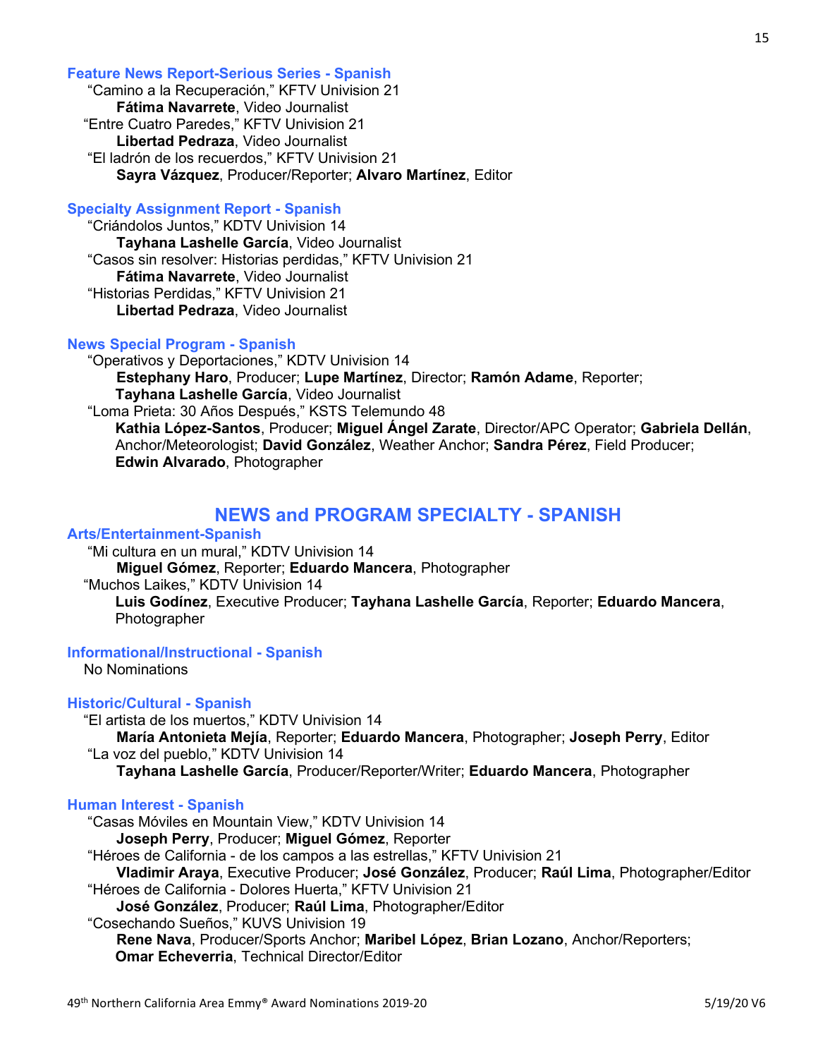### Feature News Report-Serious Series - Spanish

"Camino a la Recuperación," KFTV Univision 21
**Fátima Navarrete**, Video Journalist

"Entre Cuatro Paredes," KFTV Univision 21
**Libertad Pedraza**, Video Journalist

"El ladrón de los recuerdos," KFTV Univision 21
**Sayra Vázquez**, Producer/Reporter; **Alvaro Martínez**, Editor

### Specialty Assignment Report - Spanish

"Criándolos Juntos," KDTV Univision 14
**Tayhana Lashelle García**, Video Journalist

"Casos sin resolver: Historias perdidas," KFTV Univision 21
**Fátima Navarrete**, Video Journalist

"Historias Perdidas," KFTV Univision 21
**Libertad Pedraza**, Video Journalist

### News Special Program - Spanish

"Operativos y Deportaciones," KDTV Univision 14
**Estephany Haro**, Producer; **Lupe Martínez**, Director; **Ramón Adame**, Reporter; **Tayhana Lashelle García**, Video Journalist

"Loma Prieta: 30 Años Después," KSTS Telemundo 48
**Kathia López-Santos**, Producer; **Miguel Ángel Zarate**, Director/APC Operator; **Gabriela Dellán**, Anchor/Meteorologist; **David González**, Weather Anchor; **Sandra Pérez**, Field Producer; **Edwin Alvarado**, Photographer

## NEWS and PROGRAM SPECIALTY - SPANISH

### Arts/Entertainment-Spanish

"Mi cultura en un mural," KDTV Univision 14
**Miguel Gómez**, Reporter; **Eduardo Mancera**, Photographer

"Muchos Laikes," KDTV Univision 14
**Luis Godínez**, Executive Producer; **Tayhana Lashelle García**, Reporter; **Eduardo Mancera**, Photographer

### Informational/Instructional - Spanish

No Nominations

### Historic/Cultural - Spanish

"El artista de los muertos," KDTV Univision 14
**María Antonieta Mejía**, Reporter; **Eduardo Mancera**, Photographer; **Joseph Perry**, Editor

"La voz del pueblo," KDTV Univision 14
**Tayhana Lashelle García**, Producer/Reporter/Writer; **Eduardo Mancera**, Photographer

### Human Interest - Spanish

"Casas Móviles en Mountain View," KDTV Univision 14
**Joseph Perry**, Producer; **Miguel Gómez**, Reporter

"Héroes de California - de los campos a las estrellas," KFTV Univision 21
**Vladimir Araya**, Executive Producer; **José González**, Producer; **Raúl Lima**, Photographer/Editor

"Héroes de California - Dolores Huerta," KFTV Univision 21
**José González**, Producer; **Raúl Lima**, Photographer/Editor

"Cosechando Sueños," KUVS Univision 19
**Rene Nava**, Producer/Sports Anchor; **Maribel López**, **Brian Lozano**, Anchor/Reporters; **Omar Echeverria**, Technical Director/Editor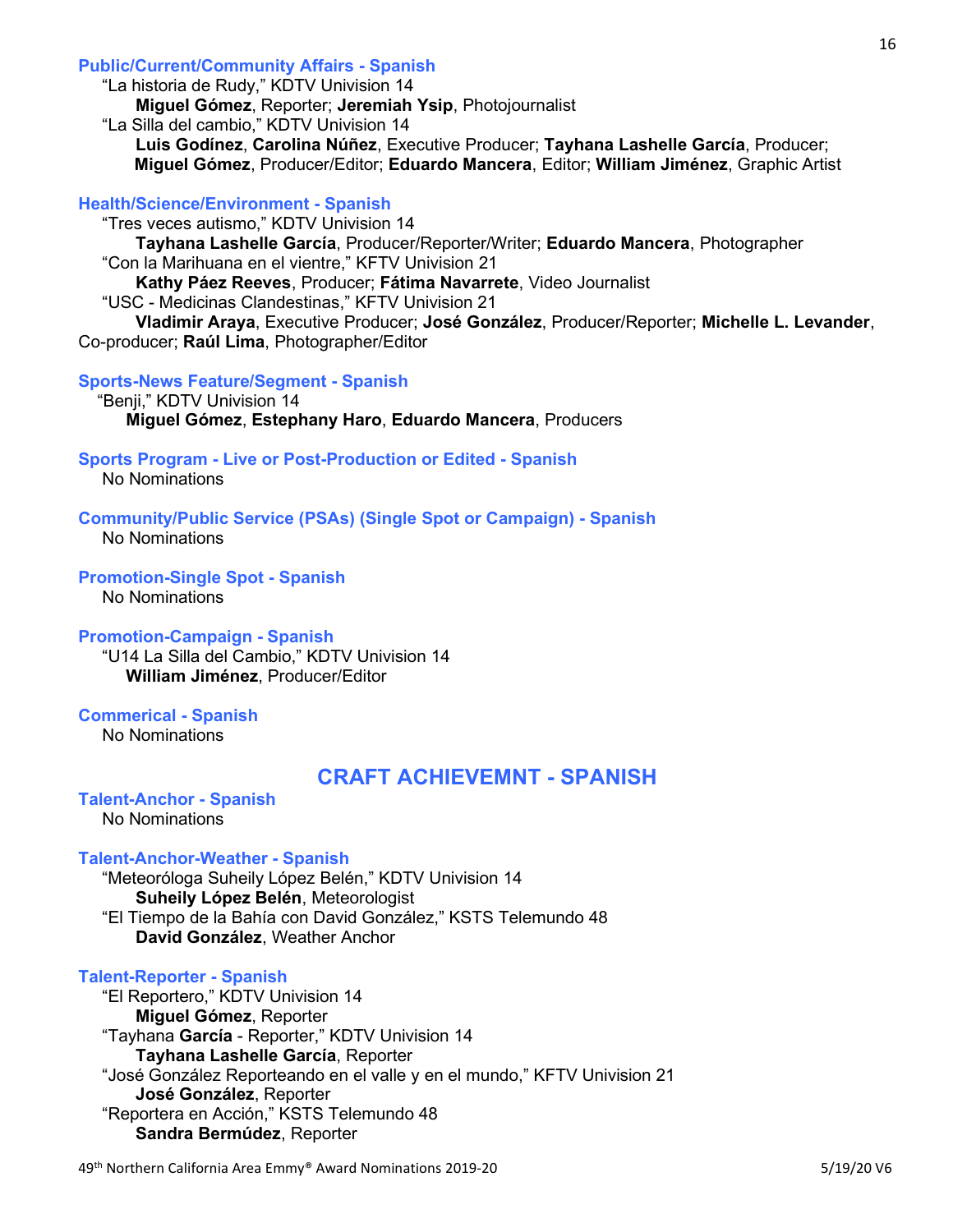### Public/Current/Community Affairs - Spanish

"La historia de Rudy," KDTV Univision 14
**Miguel Gómez**, Reporter; **Jeremiah Ysip**, Photojournalist

"La Silla del cambio," KDTV Univision 14
**Luis Godínez**, **Carolina Núñez**, Executive Producer; **Tayhana Lashelle García**, Producer; **Miguel Gómez**, Producer/Editor; **Eduardo Mancera**, Editor; **William Jiménez**, Graphic Artist

### Health/Science/Environment - Spanish

"Tres veces autismo," KDTV Univision 14
**Tayhana Lashelle García**, Producer/Reporter/Writer; **Eduardo Mancera**, Photographer

"Con la Marihuana en el vientre," KFTV Univision 21
**Kathy Páez Reeves**, Producer; **Fátima Navarrete**, Video Journalist

"USC - Medicinas Clandestinas," KFTV Univision 21
**Vladimir Araya**, Executive Producer; **José González**, Producer/Reporter; **Michelle L. Levander**, Co-producer; **Raúl Lima**, Photographer/Editor

### Sports-News Feature/Segment - Spanish

"Benji," KDTV Univision 14
**Miguel Gómez**, **Estephany Haro**, **Eduardo Mancera**, Producers

### Sports Program - Live or Post-Production or Edited - Spanish

No Nominations

### Community/Public Service (PSAs) (Single Spot or Campaign) - Spanish

No Nominations

### Promotion-Single Spot - Spanish

No Nominations

### Promotion-Campaign - Spanish

"U14 La Silla del Cambio," KDTV Univision 14
**William Jiménez**, Producer/Editor

### Commerical - Spanish

No Nominations

## CRAFT ACHIEVEMNT - SPANISH

### Talent-Anchor - Spanish

No Nominations

### Talent-Anchor-Weather - Spanish

"Meteoróloga Suheily López Belén," KDTV Univision 14
**Suheily López Belén**, Meteorologist

"El Tiempo de la Bahía con David González," KSTS Telemundo 48
**David González**, Weather Anchor

### Talent-Reporter - Spanish

"El Reportero," KDTV Univision 14
**Miguel Gómez**, Reporter

"Tayhana **García** - Reporter," KDTV Univision 14
**Tayhana Lashelle García**, Reporter

"José González Reporteando en el valle y en el mundo," KFTV Univision 21
**José González**, Reporter

"Reportera en Acción," KSTS Telemundo 48
**Sandra Bermúdez**, Reporter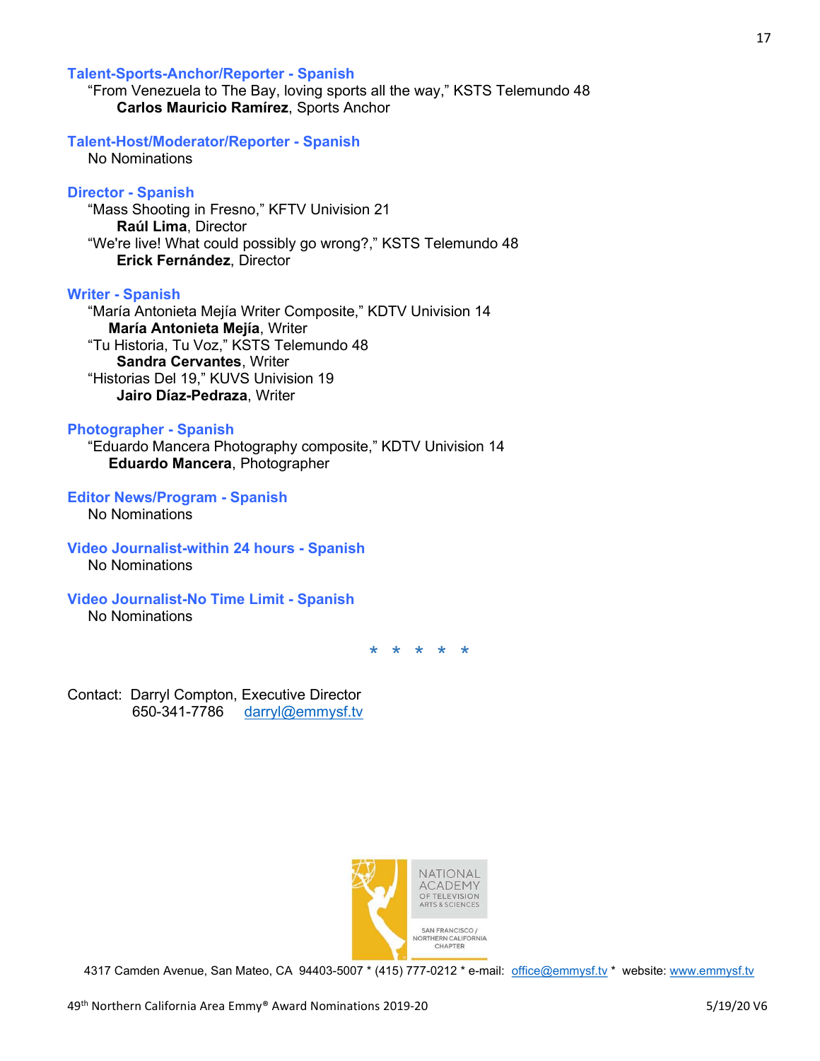### Talent-Sports-Anchor/Reporter - Spanish

“From Venezuela to The Bay, loving sports all the way,” KSTS Telemundo 48
**Carlos Mauricio Ramírez**, Sports Anchor

### Talent-Host/Moderator/Reporter - Spanish

No Nominations

### Director - Spanish

“Mass Shooting in Fresno,” KFTV Univision 21
**Raúl Lima**, Director

“We're live! What could possibly go wrong?,” KSTS Telemundo 48
**Erick Fernández**, Director

### Writer - Spanish

“María Antonieta Mejía Writer Composite,” KDTV Univision 14
**María Antonieta Mejía**, Writer

“Tu Historia, Tu Voz,” KSTS Telemundo 48
**Sandra Cervantes**, Writer

“Historias Del 19,” KUVS Univision 19
**Jairo Díaz-Pedraza**, Writer

### Photographer - Spanish

“Eduardo Mancera Photography composite,” KDTV Univision 14
**Eduardo Mancera**, Photographer

### Editor News/Program - Spanish

No Nominations

### Video Journalist-within 24 hours - Spanish

No Nominations

### Video Journalist-No Time Limit - Spanish

No Nominations

* * * * *

Contact: Darryl Compton, Executive Director
650-341-7786 darryl@emmysf.tv

NATIONAL ACADEMY OF TELEVISION ARTS & SCIENCES
SAN FRANCISCO / NORTHERN CALIFORNIA CHAPTER

4317 Camden Avenue, San Mateo, CA 94403-5007 * (415) 777-0212 * e-mail: office@emmysf.tv * website: www.emmysf.tv